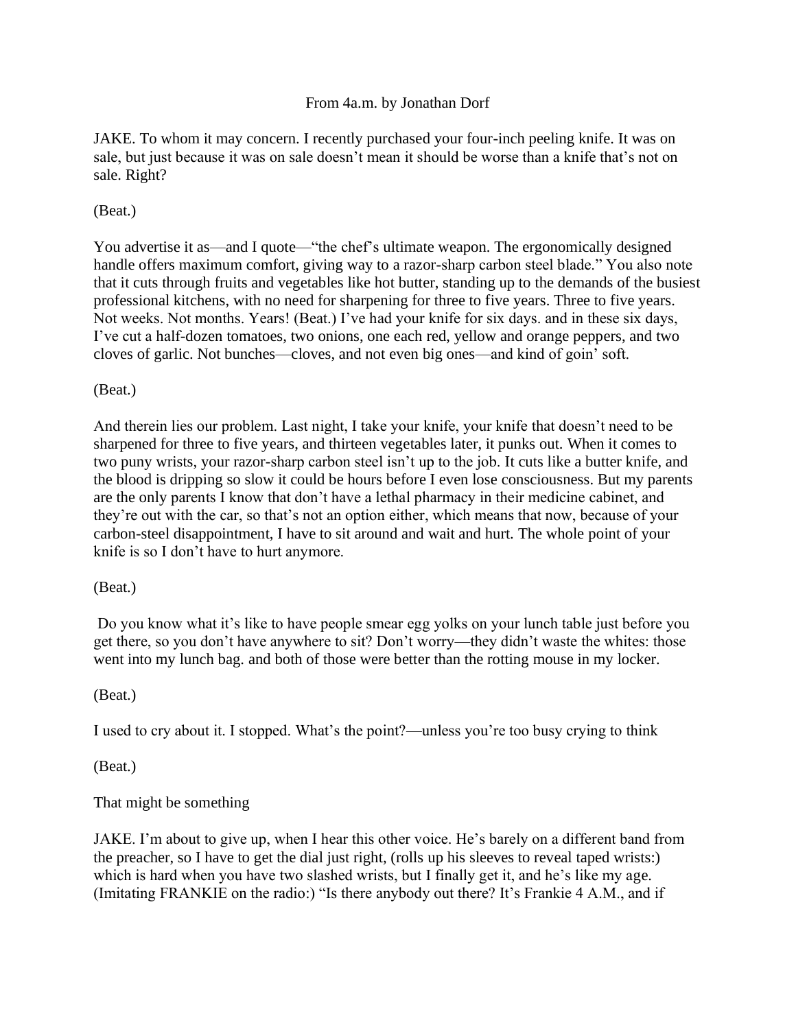From 4a.m. by Jonathan Dorf

JAKE. To whom it may concern. I recently purchased your four-inch peeling knife. It was on sale, but just because it was on sale doesn't mean it should be worse than a knife that's not on sale. Right?

(Beat.)

You advertise it as—and I quote—"the chef's ultimate weapon. The ergonomically designed handle offers maximum comfort, giving way to a razor-sharp carbon steel blade." You also note that it cuts through fruits and vegetables like hot butter, standing up to the demands of the busiest professional kitchens, with no need for sharpening for three to five years. Three to five years. Not weeks. Not months. Years! (Beat.) I've had your knife for six days. and in these six days, I've cut a half-dozen tomatoes, two onions, one each red, yellow and orange peppers, and two cloves of garlic. Not bunches—cloves, and not even big ones—and kind of goin' soft.

(Beat.)

And therein lies our problem. Last night, I take your knife, your knife that doesn't need to be sharpened for three to five years, and thirteen vegetables later, it punks out. When it comes to two puny wrists, your razor-sharp carbon steel isn't up to the job. It cuts like a butter knife, and the blood is dripping so slow it could be hours before I even lose consciousness. But my parents are the only parents I know that don't have a lethal pharmacy in their medicine cabinet, and they're out with the car, so that's not an option either, which means that now, because of your carbon-steel disappointment, I have to sit around and wait and hurt. The whole point of your knife is so I don't have to hurt anymore.

(Beat.)

Do you know what it's like to have people smear egg yolks on your lunch table just before you get there, so you don't have anywhere to sit? Don't worry—they didn't waste the whites: those went into my lunch bag. and both of those were better than the rotting mouse in my locker.

(Beat.)

I used to cry about it. I stopped. What's the point?—unless you're too busy crying to think

(Beat.)

That might be something

JAKE. I'm about to give up, when I hear this other voice. He's barely on a different band from the preacher, so I have to get the dial just right, (rolls up his sleeves to reveal taped wrists:) which is hard when you have two slashed wrists, but I finally get it, and he's like my age. (Imitating FRANKIE on the radio:) "Is there anybody out there? It's Frankie 4 A.M., and if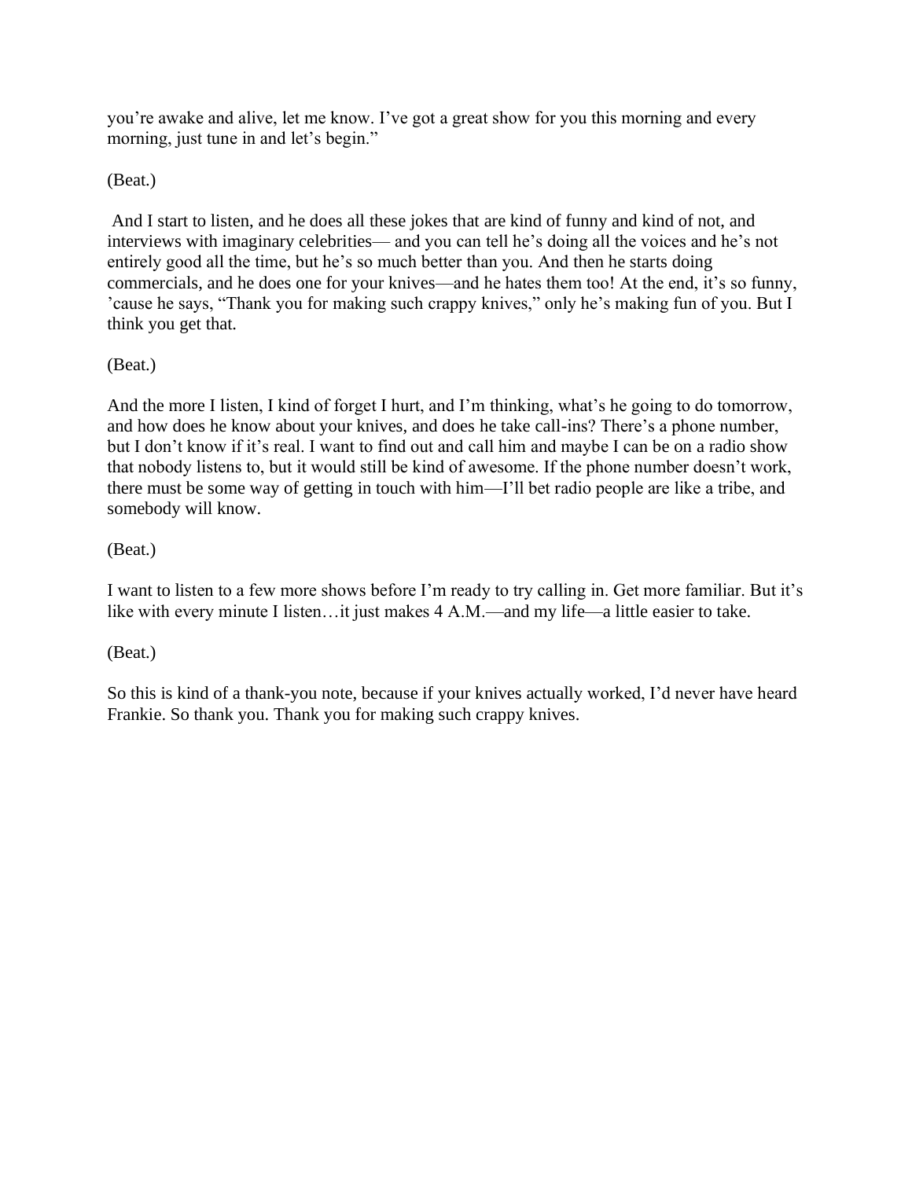you're awake and alive, let me know. I've got a great show for you this morning and every morning, just tune in and let's begin."

(Beat.)

And I start to listen, and he does all these jokes that are kind of funny and kind of not, and interviews with imaginary celebrities— and you can tell he's doing all the voices and he's not entirely good all the time, but he's so much better than you. And then he starts doing commercials, and he does one for your knives—and he hates them too! At the end, it's so funny, 'cause he says, "Thank you for making such crappy knives," only he's making fun of you. But I think you get that.

(Beat.)

And the more I listen, I kind of forget I hurt, and I'm thinking, what's he going to do tomorrow, and how does he know about your knives, and does he take call-ins? There's a phone number, but I don't know if it's real. I want to find out and call him and maybe I can be on a radio show that nobody listens to, but it would still be kind of awesome. If the phone number doesn't work, there must be some way of getting in touch with him—I'll bet radio people are like a tribe, and somebody will know.

(Beat.)

I want to listen to a few more shows before I'm ready to try calling in. Get more familiar. But it's like with every minute I listen…it just makes 4 A.M.—and my life—a little easier to take.

(Beat.)

So this is kind of a thank-you note, because if your knives actually worked, I'd never have heard Frankie. So thank you. Thank you for making such crappy knives.